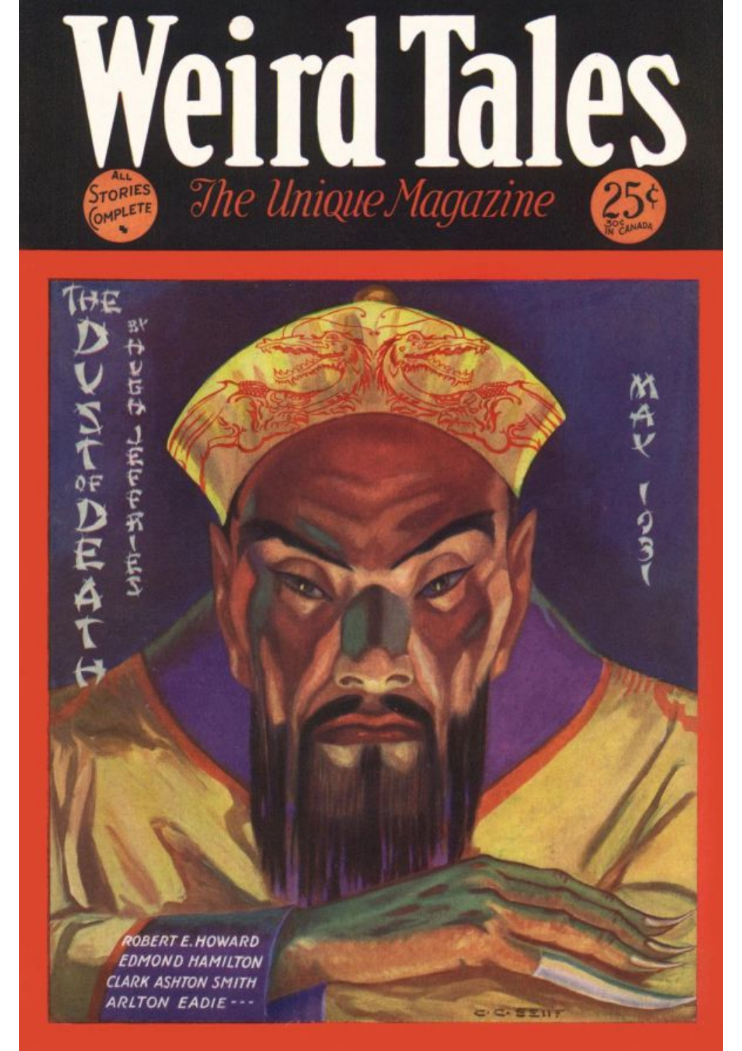# Weird Tales

ALL STORIES COMPLETE

*The Unique Magazine*

25¢ 30¢ IN CANADA

THE DUST OF DEATH BY HUGH JEFFERIES

MAY 1931

ROBERT E. HOWARD
EDMOND HAMILTON
CLARK ASHTON SMITH
ARLTON EADIE ---

C. C. SENF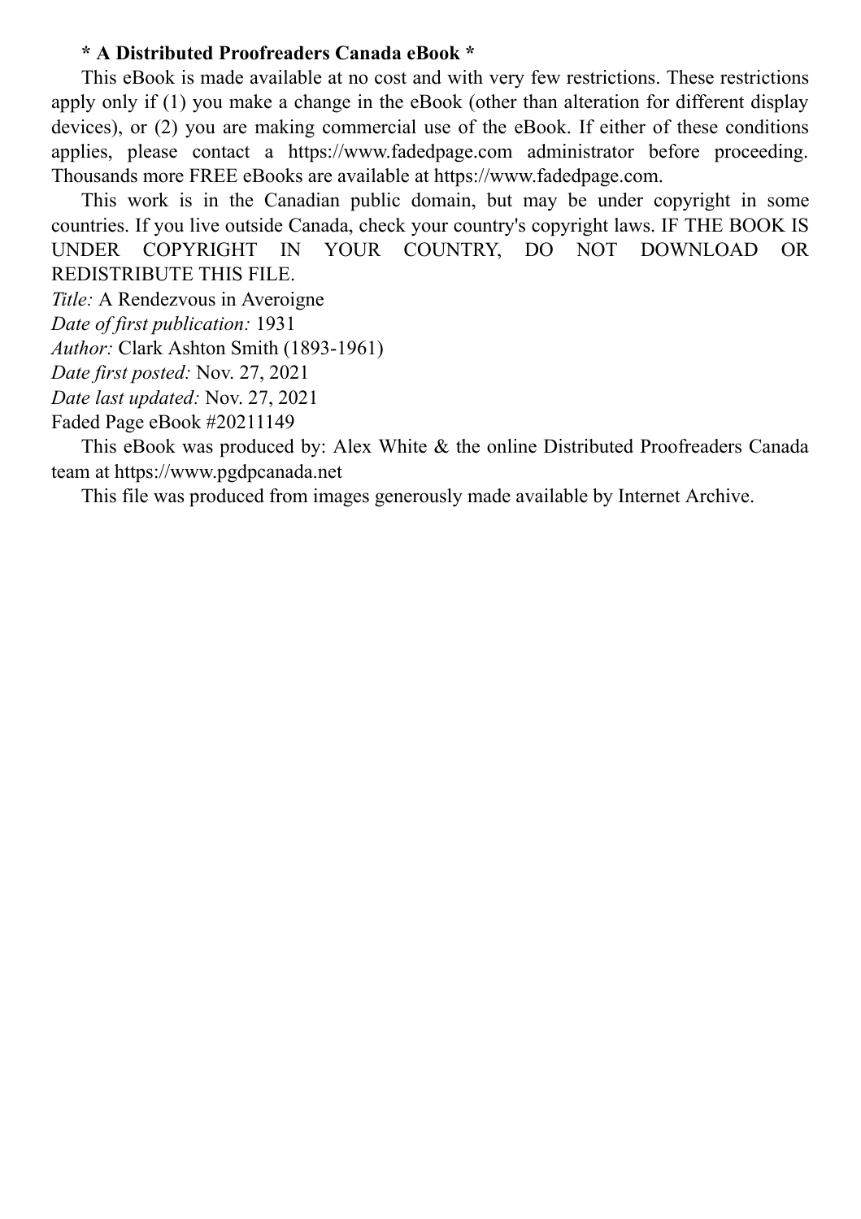**\* A Distributed Proofreaders Canada eBook \***

This eBook is made available at no cost and with very few restrictions. These restrictions apply only if (1) you make a change in the eBook (other than alteration for different display devices), or (2) you are making commercial use of the eBook. If either of these conditions applies, please contact a https://www.fadedpage.com administrator before proceeding. Thousands more FREE eBooks are available at https://www.fadedpage.com.

This work is in the Canadian public domain, but may be under copyright in some countries. If you live outside Canada, check your country's copyright laws. IF THE BOOK IS UNDER COPYRIGHT IN YOUR COUNTRY, DO NOT DOWNLOAD OR REDISTRIBUTE THIS FILE.

*Title:* A Rendezvous in Averoigne
*Date of first publication:* 1931
*Author:* Clark Ashton Smith (1893-1961)
*Date first posted:* Nov. 27, 2021
*Date last updated:* Nov. 27, 2021
Faded Page eBook #20211149

This eBook was produced by: Alex White & the online Distributed Proofreaders Canada team at https://www.pgdpcanada.net

This file was produced from images generously made available by Internet Archive.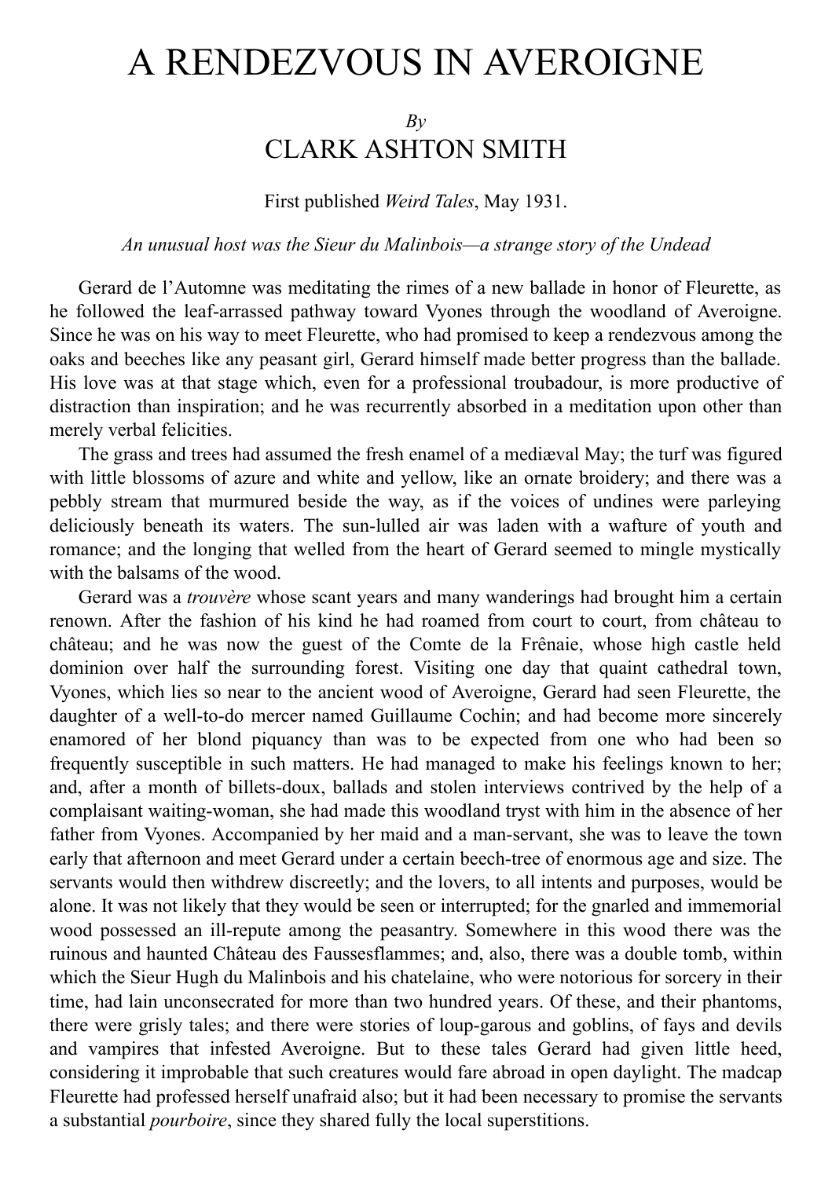# A RENDEZVOUS IN AVEROIGNE

*By*

## CLARK ASHTON SMITH

First published *Weird Tales*, May 1931.

*An unusual host was the Sieur du Malinbois—a strange story of the Undead*

Gerard de l'Automne was meditating the rimes of a new ballade in honor of Fleurette, as he followed the leaf-arrassed pathway toward Vyones through the woodland of Averoigne. Since he was on his way to meet Fleurette, who had promised to keep a rendezvous among the oaks and beeches like any peasant girl, Gerard himself made better progress than the ballade. His love was at that stage which, even for a professional troubadour, is more productive of distraction than inspiration; and he was recurrently absorbed in a meditation upon other than merely verbal felicities.

The grass and trees had assumed the fresh enamel of a mediæval May; the turf was figured with little blossoms of azure and white and yellow, like an ornate broidery; and there was a pebbly stream that murmured beside the way, as if the voices of undines were parleying deliciously beneath its waters. The sun-lulled air was laden with a wafture of youth and romance; and the longing that welled from the heart of Gerard seemed to mingle mystically with the balsams of the wood.

Gerard was a *trouvère* whose scant years and many wanderings had brought him a certain renown. After the fashion of his kind he had roamed from court to court, from château to château; and he was now the guest of the Comte de la Frênaie, whose high castle held dominion over half the surrounding forest. Visiting one day that quaint cathedral town, Vyones, which lies so near to the ancient wood of Averoigne, Gerard had seen Fleurette, the daughter of a well-to-do mercer named Guillaume Cochin; and had become more sincerely enamored of her blond piquancy than was to be expected from one who had been so frequently susceptible in such matters. He had managed to make his feelings known to her; and, after a month of billets-doux, ballads and stolen interviews contrived by the help of a complaisant waiting-woman, she had made this woodland tryst with him in the absence of her father from Vyones. Accompanied by her maid and a man-servant, she was to leave the town early that afternoon and meet Gerard under a certain beech-tree of enormous age and size. The servants would then withdrew discreetly; and the lovers, to all intents and purposes, would be alone. It was not likely that they would be seen or interrupted; for the gnarled and immemorial wood possessed an ill-repute among the peasantry. Somewhere in this wood there was the ruinous and haunted Château des Faussesflammes; and, also, there was a double tomb, within which the Sieur Hugh du Malinbois and his chatelaine, who were notorious for sorcery in their time, had lain unconsecrated for more than two hundred years. Of these, and their phantoms, there were grisly tales; and there were stories of loup-garous and goblins, of fays and devils and vampires that infested Averoigne. But to these tales Gerard had given little heed, considering it improbable that such creatures would fare abroad in open daylight. The madcap Fleurette had professed herself unafraid also; but it had been necessary to promise the servants a substantial *pourboire*, since they shared fully the local superstitions.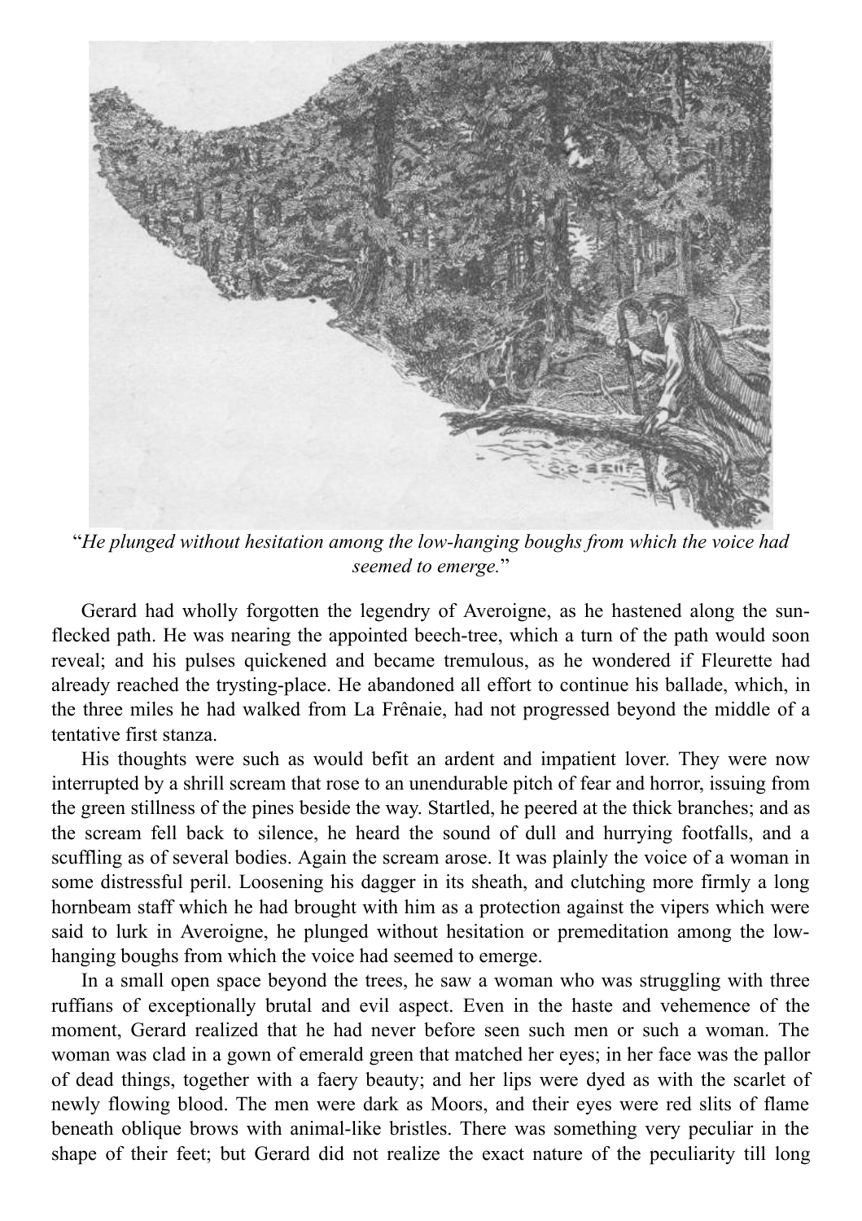"*He plunged without hesitation among the low-hanging boughs from which the voice had seemed to emerge.*"

Gerard had wholly forgotten the legendry of Averoigne, as he hastened along the sun-flecked path. He was nearing the appointed beech-tree, which a turn of the path would soon reveal; and his pulses quickened and became tremulous, as he wondered if Fleurette had already reached the trysting-place. He abandoned all effort to continue his ballade, which, in the three miles he had walked from La Frênaie, had not progressed beyond the middle of a tentative first stanza.

His thoughts were such as would befit an ardent and impatient lover. They were now interrupted by a shrill scream that rose to an unendurable pitch of fear and horror, issuing from the green stillness of the pines beside the way. Startled, he peered at the thick branches; and as the scream fell back to silence, he heard the sound of dull and hurrying footfalls, and a scuffling as of several bodies. Again the scream arose. It was plainly the voice of a woman in some distressful peril. Loosening his dagger in its sheath, and clutching more firmly a long hornbeam staff which he had brought with him as a protection against the vipers which were said to lurk in Averoigne, he plunged without hesitation or premeditation among the low-hanging boughs from which the voice had seemed to emerge.

In a small open space beyond the trees, he saw a woman who was struggling with three ruffians of exceptionally brutal and evil aspect. Even in the haste and vehemence of the moment, Gerard realized that he had never before seen such men or such a woman. The woman was clad in a gown of emerald green that matched her eyes; in her face was the pallor of dead things, together with a faery beauty; and her lips were dyed as with the scarlet of newly flowing blood. The men were dark as Moors, and their eyes were red slits of flame beneath oblique brows with animal-like bristles. There was something very peculiar in the shape of their feet; but Gerard did not realize the exact nature of the peculiarity till long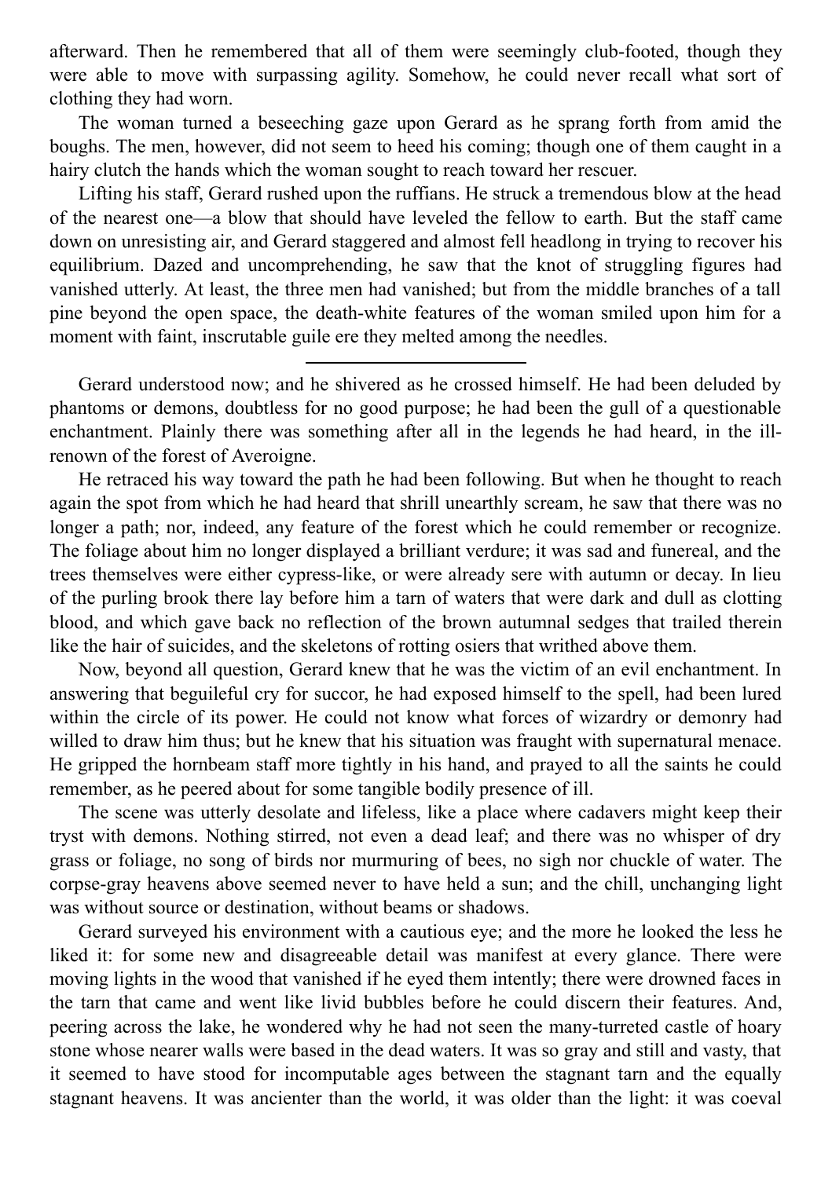afterward. Then he remembered that all of them were seemingly club-footed, though they were able to move with surpassing agility. Somehow, he could never recall what sort of clothing they had worn.

The woman turned a beseeching gaze upon Gerard as he sprang forth from amid the boughs. The men, however, did not seem to heed his coming; though one of them caught in a hairy clutch the hands which the woman sought to reach toward her rescuer.

Lifting his staff, Gerard rushed upon the ruffians. He struck a tremendous blow at the head of the nearest one—a blow that should have leveled the fellow to earth. But the staff came down on unresisting air, and Gerard staggered and almost fell headlong in trying to recover his equilibrium. Dazed and uncomprehending, he saw that the knot of struggling figures had vanished utterly. At least, the three men had vanished; but from the middle branches of a tall pine beyond the open space, the death-white features of the woman smiled upon him for a moment with faint, inscrutable guile ere they melted among the needles.

---

Gerard understood now; and he shivered as he crossed himself. He had been deluded by phantoms or demons, doubtless for no good purpose; he had been the gull of a questionable enchantment. Plainly there was something after all in the legends he had heard, in the ill-renown of the forest of Averoigne.

He retraced his way toward the path he had been following. But when he thought to reach again the spot from which he had heard that shrill unearthly scream, he saw that there was no longer a path; nor, indeed, any feature of the forest which he could remember or recognize. The foliage about him no longer displayed a brilliant verdure; it was sad and funereal, and the trees themselves were either cypress-like, or were already sere with autumn or decay. In lieu of the purling brook there lay before him a tarn of waters that were dark and dull as clotting blood, and which gave back no reflection of the brown autumnal sedges that trailed therein like the hair of suicides, and the skeletons of rotting osiers that writhed above them.

Now, beyond all question, Gerard knew that he was the victim of an evil enchantment. In answering that beguileful cry for succor, he had exposed himself to the spell, had been lured within the circle of its power. He could not know what forces of wizardry or demonry had willed to draw him thus; but he knew that his situation was fraught with supernatural menace. He gripped the hornbeam staff more tightly in his hand, and prayed to all the saints he could remember, as he peered about for some tangible bodily presence of ill.

The scene was utterly desolate and lifeless, like a place where cadavers might keep their tryst with demons. Nothing stirred, not even a dead leaf; and there was no whisper of dry grass or foliage, no song of birds nor murmuring of bees, no sigh nor chuckle of water. The corpse-gray heavens above seemed never to have held a sun; and the chill, unchanging light was without source or destination, without beams or shadows.

Gerard surveyed his environment with a cautious eye; and the more he looked the less he liked it: for some new and disagreeable detail was manifest at every glance. There were moving lights in the wood that vanished if he eyed them intently; there were drowned faces in the tarn that came and went like livid bubbles before he could discern their features. And, peering across the lake, he wondered why he had not seen the many-turreted castle of hoary stone whose nearer walls were based in the dead waters. It was so gray and still and vasty, that it seemed to have stood for incomputable ages between the stagnant tarn and the equally stagnant heavens. It was ancienter than the world, it was older than the light: it was coeval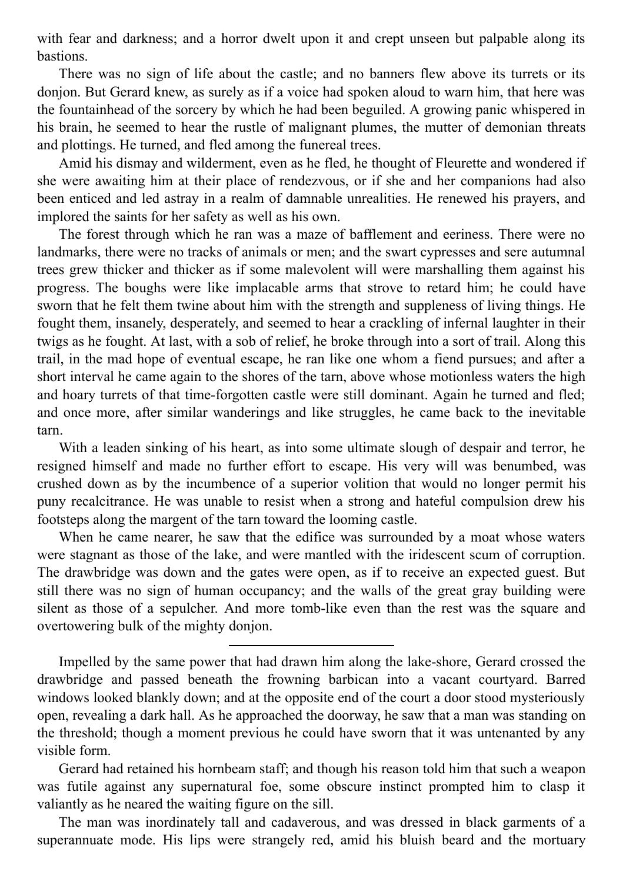with fear and darkness; and a horror dwelt upon it and crept unseen but palpable along its bastions.

There was no sign of life about the castle; and no banners flew above its turrets or its donjon. But Gerard knew, as surely as if a voice had spoken aloud to warn him, that here was the fountainhead of the sorcery by which he had been beguiled. A growing panic whispered in his brain, he seemed to hear the rustle of malignant plumes, the mutter of demonian threats and plottings. He turned, and fled among the funereal trees.

Amid his dismay and wilderment, even as he fled, he thought of Fleurette and wondered if she were awaiting him at their place of rendezvous, or if she and her companions had also been enticed and led astray in a realm of damnable unrealities. He renewed his prayers, and implored the saints for her safety as well as his own.

The forest through which he ran was a maze of bafflement and eeriness. There were no landmarks, there were no tracks of animals or men; and the swart cypresses and sere autumnal trees grew thicker and thicker as if some malevolent will were marshalling them against his progress. The boughs were like implacable arms that strove to retard him; he could have sworn that he felt them twine about him with the strength and suppleness of living things. He fought them, insanely, desperately, and seemed to hear a crackling of infernal laughter in their twigs as he fought. At last, with a sob of relief, he broke through into a sort of trail. Along this trail, in the mad hope of eventual escape, he ran like one whom a fiend pursues; and after a short interval he came again to the shores of the tarn, above whose motionless waters the high and hoary turrets of that time-forgotten castle were still dominant. Again he turned and fled; and once more, after similar wanderings and like struggles, he came back to the inevitable tarn.

With a leaden sinking of his heart, as into some ultimate slough of despair and terror, he resigned himself and made no further effort to escape. His very will was benumbed, was crushed down as by the incumbence of a superior volition that would no longer permit his puny recalcitrance. He was unable to resist when a strong and hateful compulsion drew his footsteps along the margent of the tarn toward the looming castle.

When he came nearer, he saw that the edifice was surrounded by a moat whose waters were stagnant as those of the lake, and were mantled with the iridescent scum of corruption. The drawbridge was down and the gates were open, as if to receive an expected guest. But still there was no sign of human occupancy; and the walls of the great gray building were silent as those of a sepulcher. And more tomb-like even than the rest was the square and overtowering bulk of the mighty donjon.

---

Impelled by the same power that had drawn him along the lake-shore, Gerard crossed the drawbridge and passed beneath the frowning barbican into a vacant courtyard. Barred windows looked blankly down; and at the opposite end of the court a door stood mysteriously open, revealing a dark hall. As he approached the doorway, he saw that a man was standing on the threshold; though a moment previous he could have sworn that it was untenanted by any visible form.

Gerard had retained his hornbeam staff; and though his reason told him that such a weapon was futile against any supernatural foe, some obscure instinct prompted him to clasp it valiantly as he neared the waiting figure on the sill.

The man was inordinately tall and cadaverous, and was dressed in black garments of a superannuate mode. His lips were strangely red, amid his bluish beard and the mortuary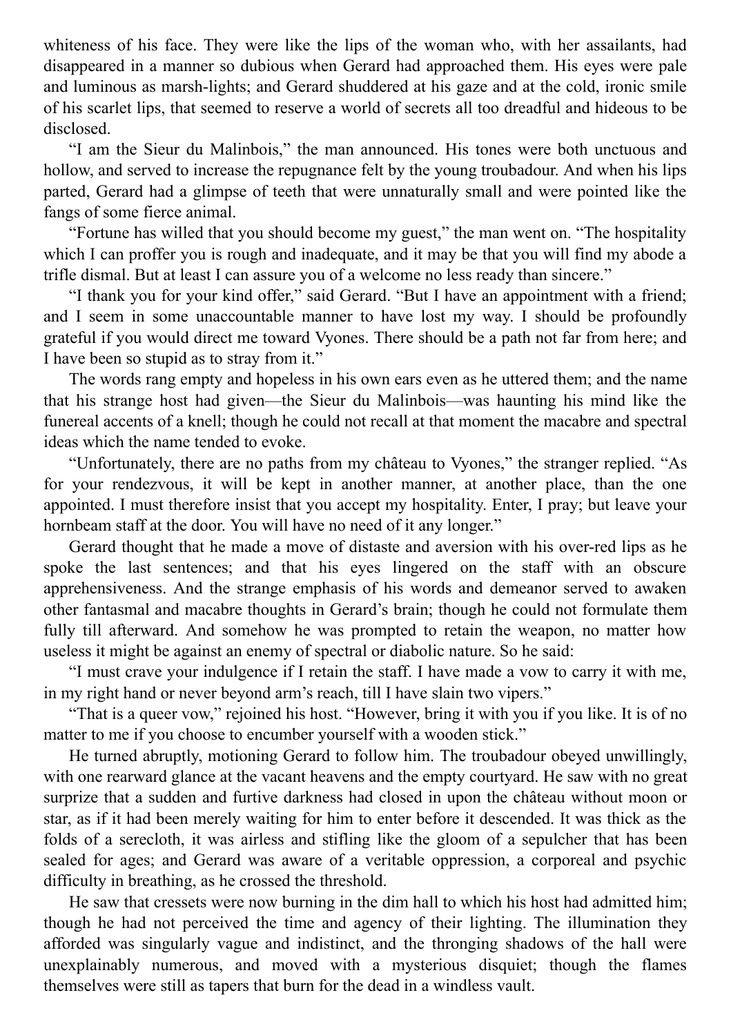whiteness of his face. They were like the lips of the woman who, with her assailants, had disappeared in a manner so dubious when Gerard had approached them. His eyes were pale and luminous as marsh-lights; and Gerard shuddered at his gaze and at the cold, ironic smile of his scarlet lips, that seemed to reserve a world of secrets all too dreadful and hideous to be disclosed.

"I am the Sieur du Malinbois," the man announced. His tones were both unctuous and hollow, and served to increase the repugnance felt by the young troubadour. And when his lips parted, Gerard had a glimpse of teeth that were unnaturally small and were pointed like the fangs of some fierce animal.

"Fortune has willed that you should become my guest," the man went on. "The hospitality which I can proffer you is rough and inadequate, and it may be that you will find my abode a trifle dismal. But at least I can assure you of a welcome no less ready than sincere."

"I thank you for your kind offer," said Gerard. "But I have an appointment with a friend; and I seem in some unaccountable manner to have lost my way. I should be profoundly grateful if you would direct me toward Vyones. There should be a path not far from here; and I have been so stupid as to stray from it."

The words rang empty and hopeless in his own ears even as he uttered them; and the name that his strange host had given—the Sieur du Malinbois—was haunting his mind like the funereal accents of a knell; though he could not recall at that moment the macabre and spectral ideas which the name tended to evoke.

"Unfortunately, there are no paths from my château to Vyones," the stranger replied. "As for your rendezvous, it will be kept in another manner, at another place, than the one appointed. I must therefore insist that you accept my hospitality. Enter, I pray; but leave your hornbeam staff at the door. You will have no need of it any longer."

Gerard thought that he made a move of distaste and aversion with his over-red lips as he spoke the last sentences; and that his eyes lingered on the staff with an obscure apprehensiveness. And the strange emphasis of his words and demeanor served to awaken other fantasmal and macabre thoughts in Gerard's brain; though he could not formulate them fully till afterward. And somehow he was prompted to retain the weapon, no matter how useless it might be against an enemy of spectral or diabolic nature. So he said:

"I must crave your indulgence if I retain the staff. I have made a vow to carry it with me, in my right hand or never beyond arm's reach, till I have slain two vipers."

"That is a queer vow," rejoined his host. "However, bring it with you if you like. It is of no matter to me if you choose to encumber yourself with a wooden stick."

He turned abruptly, motioning Gerard to follow him. The troubadour obeyed unwillingly, with one rearward glance at the vacant heavens and the empty courtyard. He saw with no great surprize that a sudden and furtive darkness had closed in upon the château without moon or star, as if it had been merely waiting for him to enter before it descended. It was thick as the folds of a serecloth, it was airless and stifling like the gloom of a sepulcher that has been sealed for ages; and Gerard was aware of a veritable oppression, a corporeal and psychic difficulty in breathing, as he crossed the threshold.

He saw that cressets were now burning in the dim hall to which his host had admitted him; though he had not perceived the time and agency of their lighting. The illumination they afforded was singularly vague and indistinct, and the thronging shadows of the hall were unexplainably numerous, and moved with a mysterious disquiet; though the flames themselves were still as tapers that burn for the dead in a windless vault.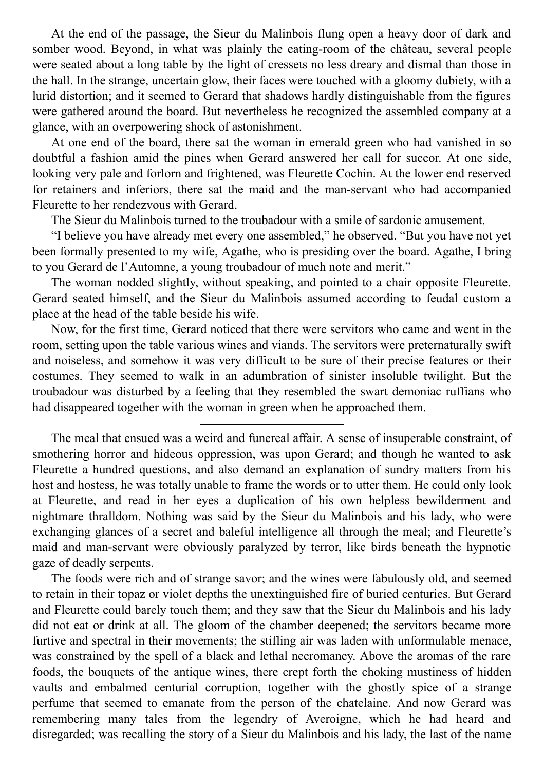At the end of the passage, the Sieur du Malinbois flung open a heavy door of dark and somber wood. Beyond, in what was plainly the eating-room of the château, several people were seated about a long table by the light of cressets no less dreary and dismal than those in the hall. In the strange, uncertain glow, their faces were touched with a gloomy dubiety, with a lurid distortion; and it seemed to Gerard that shadows hardly distinguishable from the figures were gathered around the board. But nevertheless he recognized the assembled company at a glance, with an overpowering shock of astonishment.

At one end of the board, there sat the woman in emerald green who had vanished in so doubtful a fashion amid the pines when Gerard answered her call for succor. At one side, looking very pale and forlorn and frightened, was Fleurette Cochin. At the lower end reserved for retainers and inferiors, there sat the maid and the man-servant who had accompanied Fleurette to her rendezvous with Gerard.

The Sieur du Malinbois turned to the troubadour with a smile of sardonic amusement.

"I believe you have already met every one assembled," he observed. "But you have not yet been formally presented to my wife, Agathe, who is presiding over the board. Agathe, I bring to you Gerard de l'Automne, a young troubadour of much note and merit."

The woman nodded slightly, without speaking, and pointed to a chair opposite Fleurette. Gerard seated himself, and the Sieur du Malinbois assumed according to feudal custom a place at the head of the table beside his wife.

Now, for the first time, Gerard noticed that there were servitors who came and went in the room, setting upon the table various wines and viands. The servitors were preternaturally swift and noiseless, and somehow it was very difficult to be sure of their precise features or their costumes. They seemed to walk in an adumbration of sinister insoluble twilight. But the troubadour was disturbed by a feeling that they resembled the swart demoniac ruffians who had disappeared together with the woman in green when he approached them.

---

The meal that ensued was a weird and funereal affair. A sense of insuperable constraint, of smothering horror and hideous oppression, was upon Gerard; and though he wanted to ask Fleurette a hundred questions, and also demand an explanation of sundry matters from his host and hostess, he was totally unable to frame the words or to utter them. He could only look at Fleurette, and read in her eyes a duplication of his own helpless bewilderment and nightmare thralldom. Nothing was said by the Sieur du Malinbois and his lady, who were exchanging glances of a secret and baleful intelligence all through the meal; and Fleurette's maid and man-servant were obviously paralyzed by terror, like birds beneath the hypnotic gaze of deadly serpents.

The foods were rich and of strange savor; and the wines were fabulously old, and seemed to retain in their topaz or violet depths the unextinguished fire of buried centuries. But Gerard and Fleurette could barely touch them; and they saw that the Sieur du Malinbois and his lady did not eat or drink at all. The gloom of the chamber deepened; the servitors became more furtive and spectral in their movements; the stifling air was laden with unformulable menace, was constrained by the spell of a black and lethal necromancy. Above the aromas of the rare foods, the bouquets of the antique wines, there crept forth the choking mustiness of hidden vaults and embalmed centurial corruption, together with the ghostly spice of a strange perfume that seemed to emanate from the person of the chatelaine. And now Gerard was remembering many tales from the legendry of Averoigne, which he had heard and disregarded; was recalling the story of a Sieur du Malinbois and his lady, the last of the name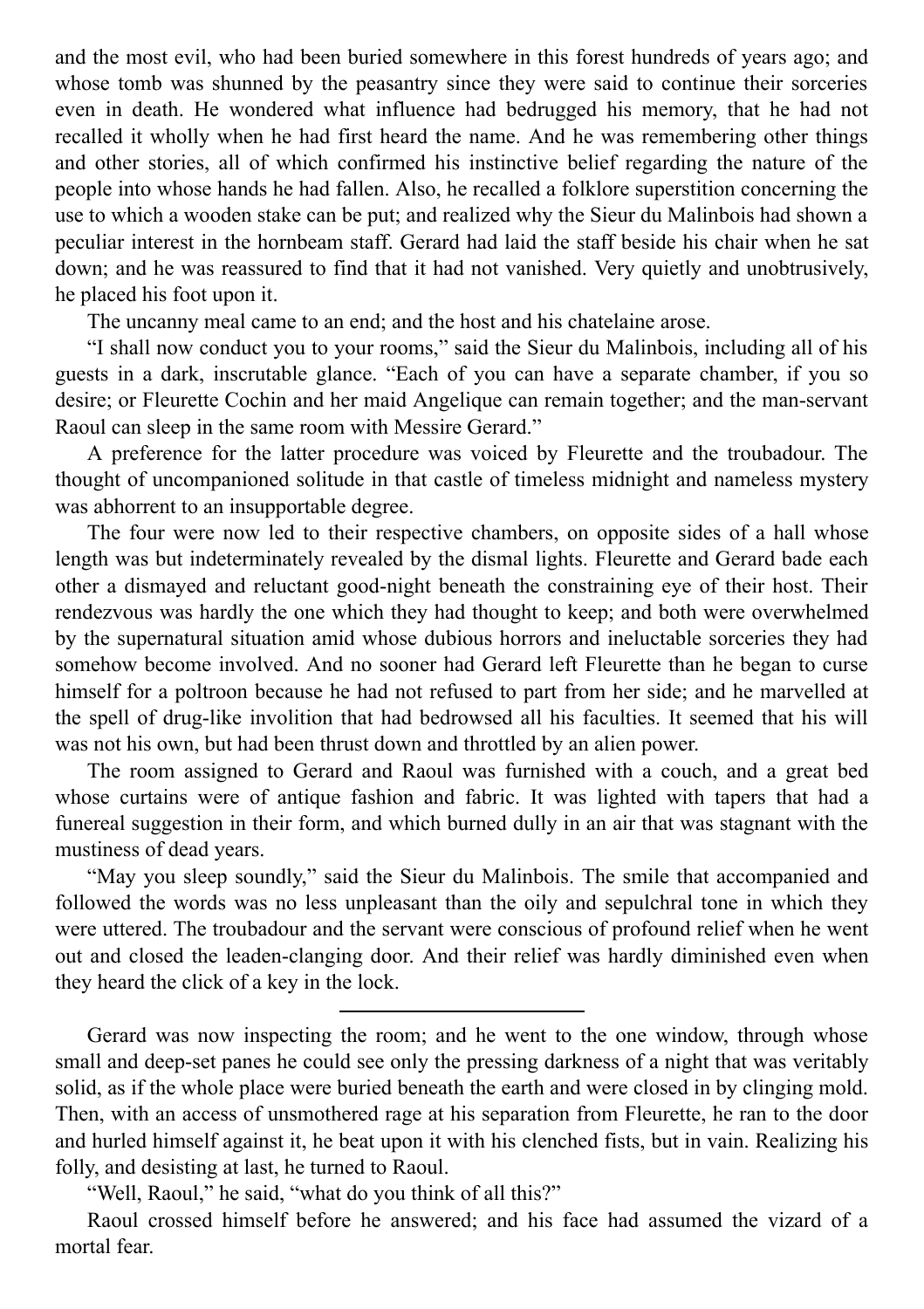and the most evil, who had been buried somewhere in this forest hundreds of years ago; and whose tomb was shunned by the peasantry since they were said to continue their sorceries even in death. He wondered what influence had bedrugged his memory, that he had not recalled it wholly when he had first heard the name. And he was remembering other things and other stories, all of which confirmed his instinctive belief regarding the nature of the people into whose hands he had fallen. Also, he recalled a folklore superstition concerning the use to which a wooden stake can be put; and realized why the Sieur du Malinbois had shown a peculiar interest in the hornbeam staff. Gerard had laid the staff beside his chair when he sat down; and he was reassured to find that it had not vanished. Very quietly and unobtrusively, he placed his foot upon it.

The uncanny meal came to an end; and the host and his chatelaine arose.

"I shall now conduct you to your rooms," said the Sieur du Malinbois, including all of his guests in a dark, inscrutable glance. "Each of you can have a separate chamber, if you so desire; or Fleurette Cochin and her maid Angelique can remain together; and the man-servant Raoul can sleep in the same room with Messire Gerard."

A preference for the latter procedure was voiced by Fleurette and the troubadour. The thought of uncompanioned solitude in that castle of timeless midnight and nameless mystery was abhorrent to an insupportable degree.

The four were now led to their respective chambers, on opposite sides of a hall whose length was but indeterminately revealed by the dismal lights. Fleurette and Gerard bade each other a dismayed and reluctant good-night beneath the constraining eye of their host. Their rendezvous was hardly the one which they had thought to keep; and both were overwhelmed by the supernatural situation amid whose dubious horrors and ineluctable sorceries they had somehow become involved. And no sooner had Gerard left Fleurette than he began to curse himself for a poltroon because he had not refused to part from her side; and he marvelled at the spell of drug-like involition that had bedrowsed all his faculties. It seemed that his will was not his own, but had been thrust down and throttled by an alien power.

The room assigned to Gerard and Raoul was furnished with a couch, and a great bed whose curtains were of antique fashion and fabric. It was lighted with tapers that had a funereal suggestion in their form, and which burned dully in an air that was stagnant with the mustiness of dead years.

"May you sleep soundly," said the Sieur du Malinbois. The smile that accompanied and followed the words was no less unpleasant than the oily and sepulchral tone in which they were uttered. The troubadour and the servant were conscious of profound relief when he went out and closed the leaden-clanging door. And their relief was hardly diminished even when they heard the click of a key in the lock.

---

Gerard was now inspecting the room; and he went to the one window, through whose small and deep-set panes he could see only the pressing darkness of a night that was veritably solid, as if the whole place were buried beneath the earth and were closed in by clinging mold. Then, with an access of unsmothered rage at his separation from Fleurette, he ran to the door and hurled himself against it, he beat upon it with his clenched fists, but in vain. Realizing his folly, and desisting at last, he turned to Raoul.

"Well, Raoul," he said, "what do you think of all this?"

Raoul crossed himself before he answered; and his face had assumed the vizard of a mortal fear.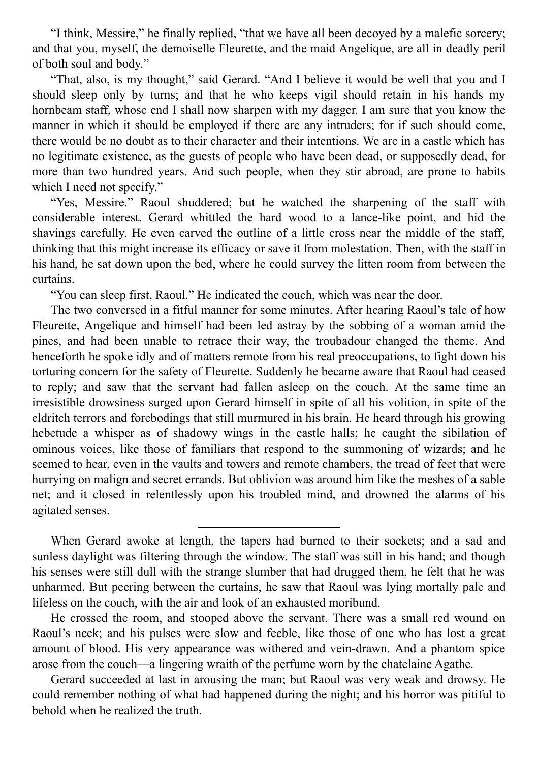"I think, Messire," he finally replied, "that we have all been decoyed by a malefic sorcery; and that you, myself, the demoiselle Fleurette, and the maid Angelique, are all in deadly peril of both soul and body."

"That, also, is my thought," said Gerard. "And I believe it would be well that you and I should sleep only by turns; and that he who keeps vigil should retain in his hands my hornbeam staff, whose end I shall now sharpen with my dagger. I am sure that you know the manner in which it should be employed if there are any intruders; for if such should come, there would be no doubt as to their character and their intentions. We are in a castle which has no legitimate existence, as the guests of people who have been dead, or supposedly dead, for more than two hundred years. And such people, when they stir abroad, are prone to habits which I need not specify."

"Yes, Messire." Raoul shuddered; but he watched the sharpening of the staff with considerable interest. Gerard whittled the hard wood to a lance-like point, and hid the shavings carefully. He even carved the outline of a little cross near the middle of the staff, thinking that this might increase its efficacy or save it from molestation. Then, with the staff in his hand, he sat down upon the bed, where he could survey the litten room from between the curtains.

"You can sleep first, Raoul." He indicated the couch, which was near the door.

The two conversed in a fitful manner for some minutes. After hearing Raoul's tale of how Fleurette, Angelique and himself had been led astray by the sobbing of a woman amid the pines, and had been unable to retrace their way, the troubadour changed the theme. And henceforth he spoke idly and of matters remote from his real preoccupations, to fight down his torturing concern for the safety of Fleurette. Suddenly he became aware that Raoul had ceased to reply; and saw that the servant had fallen asleep on the couch. At the same time an irresistible drowsiness surged upon Gerard himself in spite of all his volition, in spite of the eldritch terrors and forebodings that still murmured in his brain. He heard through his growing hebetude a whisper as of shadowy wings in the castle halls; he caught the sibilation of ominous voices, like those of familiars that respond to the summoning of wizards; and he seemed to hear, even in the vaults and towers and remote chambers, the tread of feet that were hurrying on malign and secret errands. But oblivion was around him like the meshes of a sable net; and it closed in relentlessly upon his troubled mind, and drowned the alarms of his agitated senses.

---

When Gerard awoke at length, the tapers had burned to their sockets; and a sad and sunless daylight was filtering through the window. The staff was still in his hand; and though his senses were still dull with the strange slumber that had drugged them, he felt that he was unharmed. But peering between the curtains, he saw that Raoul was lying mortally pale and lifeless on the couch, with the air and look of an exhausted moribund.

He crossed the room, and stooped above the servant. There was a small red wound on Raoul's neck; and his pulses were slow and feeble, like those of one who has lost a great amount of blood. His very appearance was withered and vein-drawn. And a phantom spice arose from the couch—a lingering wraith of the perfume worn by the chatelaine Agathe.

Gerard succeeded at last in arousing the man; but Raoul was very weak and drowsy. He could remember nothing of what had happened during the night; and his horror was pitiful to behold when he realized the truth.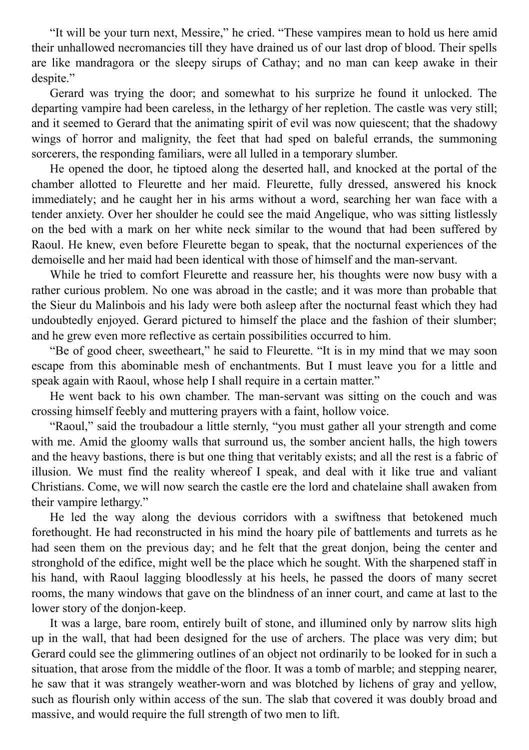"It will be your turn next, Messire," he cried. "These vampires mean to hold us here amid their unhallowed necromancies till they have drained us of our last drop of blood. Their spells are like mandragora or the sleepy sirups of Cathay; and no man can keep awake in their despite."

Gerard was trying the door; and somewhat to his surprize he found it unlocked. The departing vampire had been careless, in the lethargy of her repletion. The castle was very still; and it seemed to Gerard that the animating spirit of evil was now quiescent; that the shadowy wings of horror and malignity, the feet that had sped on baleful errands, the summoning sorcerers, the responding familiars, were all lulled in a temporary slumber.

He opened the door, he tiptoed along the deserted hall, and knocked at the portal of the chamber allotted to Fleurette and her maid. Fleurette, fully dressed, answered his knock immediately; and he caught her in his arms without a word, searching her wan face with a tender anxiety. Over her shoulder he could see the maid Angelique, who was sitting listlessly on the bed with a mark on her white neck similar to the wound that had been suffered by Raoul. He knew, even before Fleurette began to speak, that the nocturnal experiences of the demoiselle and her maid had been identical with those of himself and the man-servant.

While he tried to comfort Fleurette and reassure her, his thoughts were now busy with a rather curious problem. No one was abroad in the castle; and it was more than probable that the Sieur du Malinbois and his lady were both asleep after the nocturnal feast which they had undoubtedly enjoyed. Gerard pictured to himself the place and the fashion of their slumber; and he grew even more reflective as certain possibilities occurred to him.

"Be of good cheer, sweetheart," he said to Fleurette. "It is in my mind that we may soon escape from this abominable mesh of enchantments. But I must leave you for a little and speak again with Raoul, whose help I shall require in a certain matter."

He went back to his own chamber. The man-servant was sitting on the couch and was crossing himself feebly and muttering prayers with a faint, hollow voice.

"Raoul," said the troubadour a little sternly, "you must gather all your strength and come with me. Amid the gloomy walls that surround us, the somber ancient halls, the high towers and the heavy bastions, there is but one thing that veritably exists; and all the rest is a fabric of illusion. We must find the reality whereof I speak, and deal with it like true and valiant Christians. Come, we will now search the castle ere the lord and chatelaine shall awaken from their vampire lethargy."

He led the way along the devious corridors with a swiftness that betokened much forethought. He had reconstructed in his mind the hoary pile of battlements and turrets as he had seen them on the previous day; and he felt that the great donjon, being the center and stronghold of the edifice, might well be the place which he sought. With the sharpened staff in his hand, with Raoul lagging bloodlessly at his heels, he passed the doors of many secret rooms, the many windows that gave on the blindness of an inner court, and came at last to the lower story of the donjon-keep.

It was a large, bare room, entirely built of stone, and illumined only by narrow slits high up in the wall, that had been designed for the use of archers. The place was very dim; but Gerard could see the glimmering outlines of an object not ordinarily to be looked for in such a situation, that arose from the middle of the floor. It was a tomb of marble; and stepping nearer, he saw that it was strangely weather-worn and was blotched by lichens of gray and yellow, such as flourish only within access of the sun. The slab that covered it was doubly broad and massive, and would require the full strength of two men to lift.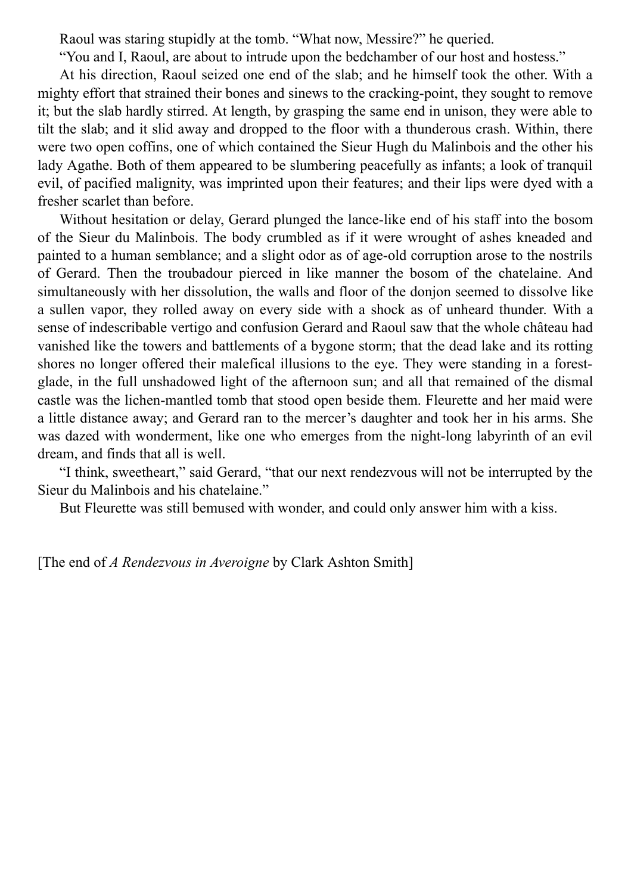Raoul was staring stupidly at the tomb. "What now, Messire?" he queried.

"You and I, Raoul, are about to intrude upon the bedchamber of our host and hostess."

At his direction, Raoul seized one end of the slab; and he himself took the other. With a mighty effort that strained their bones and sinews to the cracking-point, they sought to remove it; but the slab hardly stirred. At length, by grasping the same end in unison, they were able to tilt the slab; and it slid away and dropped to the floor with a thunderous crash. Within, there were two open coffins, one of which contained the Sieur Hugh du Malinbois and the other his lady Agathe. Both of them appeared to be slumbering peacefully as infants; a look of tranquil evil, of pacified malignity, was imprinted upon their features; and their lips were dyed with a fresher scarlet than before.

Without hesitation or delay, Gerard plunged the lance-like end of his staff into the bosom of the Sieur du Malinbois. The body crumbled as if it were wrought of ashes kneaded and painted to a human semblance; and a slight odor as of age-old corruption arose to the nostrils of Gerard. Then the troubadour pierced in like manner the bosom of the chatelaine. And simultaneously with her dissolution, the walls and floor of the donjon seemed to dissolve like a sullen vapor, they rolled away on every side with a shock as of unheard thunder. With a sense of indescribable vertigo and confusion Gerard and Raoul saw that the whole château had vanished like the towers and battlements of a bygone storm; that the dead lake and its rotting shores no longer offered their malefical illusions to the eye. They were standing in a forest-glade, in the full unshadowed light of the afternoon sun; and all that remained of the dismal castle was the lichen-mantled tomb that stood open beside them. Fleurette and her maid were a little distance away; and Gerard ran to the mercer's daughter and took her in his arms. She was dazed with wonderment, like one who emerges from the night-long labyrinth of an evil dream, and finds that all is well.

"I think, sweetheart," said Gerard, "that our next rendezvous will not be interrupted by the Sieur du Malinbois and his chatelaine."

But Fleurette was still bemused with wonder, and could only answer him with a kiss.

[The end of *A Rendezvous in Averoigne* by Clark Ashton Smith]